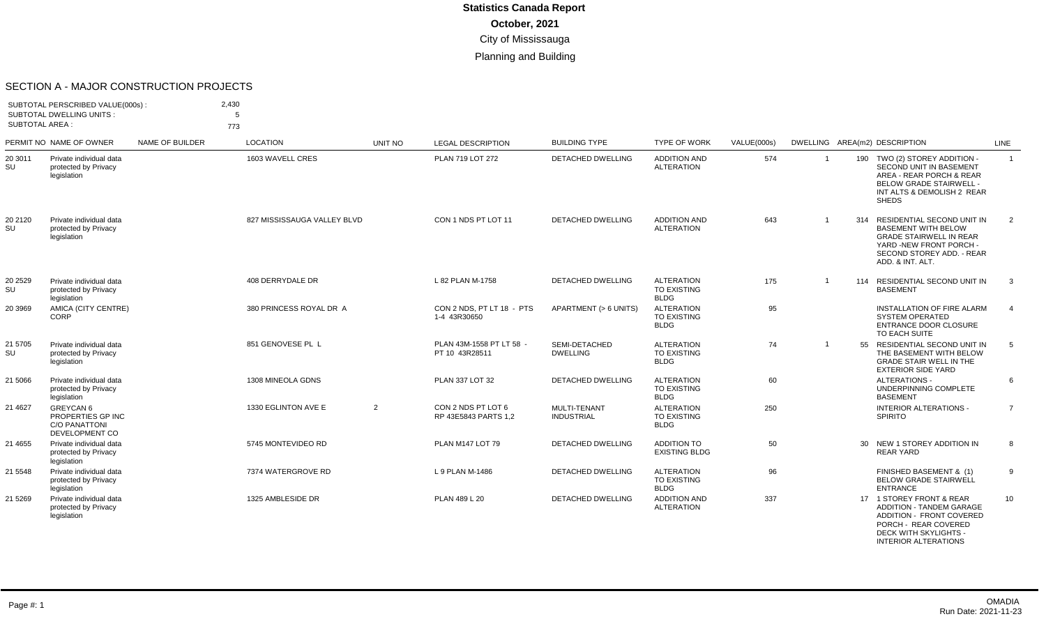# Statistics Canada Report

**October, 2021**

City of Mississauga

Planning and Building

## SECTION A - MAJOR CONSTRUCTION PROJECTS

SUBTOTAL PERSCRIBED VALUE(000s) : 2,430
SUBTOTAL DWELLING UNITS : 5
SUBTOTAL AREA : 773

| PERMIT NO | NAME OF OWNER | NAME OF BUILDER | LOCATION | UNIT NO | LEGAL DESCRIPTION | BUILDING TYPE | TYPE OF WORK | VALUE(000s) | DWELLING | AREA(m2) | DESCRIPTION | LINE |
|---|---|---|---|---|---|---|---|---|---|---|---|---|
| 20 3011 SU | Private individual data protected by Privacy legislation | | 1603 WAVELL CRES | | PLAN 719 LOT 272 | DETACHED DWELLING | ADDITION AND ALTERATION | 574 | 1 | 190 | TWO (2) STOREY ADDITION - SECOND UNIT IN BASEMENT AREA - REAR PORCH & REAR BELOW GRADE STAIRWELL - INT ALTS & DEMOLISH 2 REAR SHEDS | 1 |
| 20 2120 SU | Private individual data protected by Privacy legislation | | 827 MISSISSAUGA VALLEY BLVD | | CON 1 NDS PT LOT 11 | DETACHED DWELLING | ADDITION AND ALTERATION | 643 | 1 | 314 | RESIDENTIAL SECOND UNIT IN BASEMENT WITH BELOW GRADE STAIRWELL IN REAR YARD -NEW FRONT PORCH - SECOND STOREY ADD. - REAR ADD. & INT. ALT. | 2 |
| 20 2529 SU | Private individual data protected by Privacy legislation | | 408 DERRYDALE DR | | L 82 PLAN M-1758 | DETACHED DWELLING | ALTERATION TO EXISTING BLDG | 175 | 1 | 114 | RESIDENTIAL SECOND UNIT IN BASEMENT | 3 |
| 20 3969 | AMICA (CITY CENTRE) CORP | | 380 PRINCESS ROYAL DR A | | CON 2 NDS, PT LT 18 - PTS 1-4 43R30650 | APARTMENT (> 6 UNITS) | ALTERATION TO EXISTING BLDG | 95 | | | INSTALLATION OF FIRE ALARM SYSTEM OPERATED ENTRANCE DOOR CLOSURE TO EACH SUITE | 4 |
| 21 5705 SU | Private individual data protected by Privacy legislation | | 851 GENOVESE PL L | | PLAN 43M-1558 PT LT 58 - PT 10 43R28511 | SEMI-DETACHED DWELLING | ALTERATION TO EXISTING BLDG | 74 | 1 | 55 | RESIDENTIAL SECOND UNIT IN THE BASEMENT WITH BELOW GRADE STAIR WELL IN THE EXTERIOR SIDE YARD | 5 |
| 21 5066 | Private individual data protected by Privacy legislation | | 1308 MINEOLA GDNS | | PLAN 337 LOT 32 | DETACHED DWELLING | ALTERATION TO EXISTING BLDG | 60 | | | ALTERATIONS - UNDERPINNING COMPLETE BASEMENT | 6 |
| 21 4627 | GREYCAN 6 PROPERTIES GP INC C/O PANATTONI DEVELOPMENT CO | | 1330 EGLINTON AVE E | 2 | CON 2 NDS PT LOT 6 RP 43E5843 PARTS 1,2 | MULTI-TENANT INDUSTRIAL | ALTERATION TO EXISTING BLDG | 250 | | | INTERIOR ALTERATIONS - SPIRITO | 7 |
| 21 4655 | Private individual data protected by Privacy legislation | | 5745 MONTEVIDEO RD | | PLAN M147 LOT 79 | DETACHED DWELLING | ADDITION TO EXISTING BLDG | 50 | | 30 | NEW 1 STOREY ADDITION IN REAR YARD | 8 |
| 21 5548 | Private individual data protected by Privacy legislation | | 7374 WATERGROVE RD | | L 9 PLAN M-1486 | DETACHED DWELLING | ALTERATION TO EXISTING BLDG | 96 | | | FINISHED BASEMENT & (1) BELOW GRADE STAIRWELL ENTRANCE | 9 |
| 21 5269 | Private individual data protected by Privacy legislation | | 1325 AMBLESIDE DR | | PLAN 489 L 20 | DETACHED DWELLING | ADDITION AND ALTERATION | 337 | | 17 | 1 STOREY FRONT & REAR ADDITION - TANDEM GARAGE ADDITION - FRONT COVERED PORCH - REAR COVERED DECK WITH SKYLIGHTS - INTERIOR ALTERATIONS | 10 |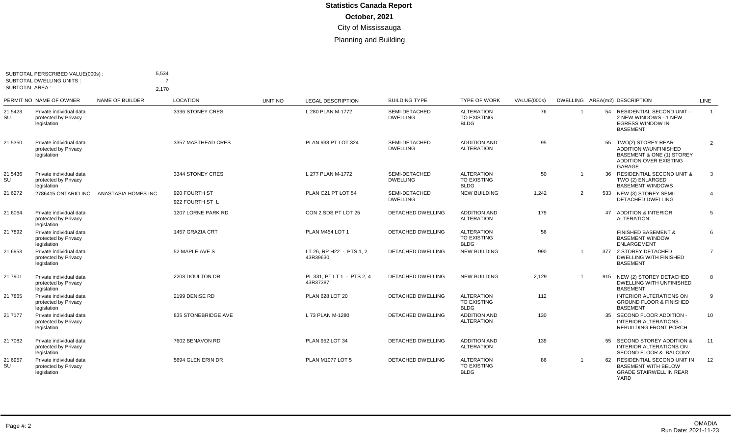# Statistics Canada Report

## October, 2021

### City of Mississauga

### Planning and Building

SUBTOTAL PERSCRIBED VALUE(000s) : 5,534
SUBTOTAL DWELLING UNITS : 7
SUBTOTAL AREA : 2,170

| PERMIT NO | NAME OF OWNER | NAME OF BUILDER | LOCATION | UNIT NO | LEGAL DESCRIPTION | BUILDING TYPE | TYPE OF WORK | VALUE(000s) | DWELLING | AREA(m2) | DESCRIPTION | LINE |
|---|---|---|---|---|---|---|---|---|---|---|---|---|
| 21 5423 SU | Private individual data protected by Privacy legislation | | 3336 STONEY CRES | | L 280 PLAN M-1772 | SEMI-DETACHED DWELLING | ALTERATION TO EXISTING BLDG | 76 | 1 | 54 | RESIDENTIAL SECOND UNIT - 2 NEW WINDOWS - 1 NEW EGRESS WINDOW IN BASEMENT | 1 |
| 21 5350 | Private individual data protected by Privacy legislation | | 3357 MASTHEAD CRES | | PLAN 938 PT LOT 324 | SEMI-DETACHED DWELLING | ADDITION AND ALTERATION | 95 | | 55 | TWO(2) STOREY REAR ADDITION W/UNFINISHED BASEMENT & ONE (1) STOREY ADDITION OVER EXISTING GARAGE | 2 |
| 21 5436 SU | Private individual data protected by Privacy legislation | | 3344 STONEY CRES | | L 277 PLAN M-1772 | SEMI-DETACHED DWELLING | ALTERATION TO EXISTING BLDG | 50 | 1 | 36 | RESIDENTIAL SECOND UNIT & TWO (2) ENLARGED BASEMENT WINDOWS | 3 |
| 21 6272 | 2786415 ONTARIO INC. | ANASTASIA HOMES INC. | 920 FOURTH ST<br>922 FOURTH ST L | | PLAN C21 PT LOT 54 | SEMI-DETACHED DWELLING | NEW BUILDING | 1,242 | 2 | 533 | NEW (3) STOREY SEMI-DETACHED DWELLING | 4 |
| 21 6064 | Private individual data protected by Privacy legislation | | 1207 LORNE PARK RD | | CON 2 SDS PT LOT 25 | DETACHED DWELLING | ADDITION AND ALTERATION | 179 | | 47 | ADDITION & INTERIOR ALTERATION | 5 |
| 21 7892 | Private individual data protected by Privacy legislation | | 1457 GRAZIA CRT | | PLAN M454 LOT 1 | DETACHED DWELLING | ALTERATION TO EXISTING BLDG | 56 | | | FINISHED BASEMENT & BASEMENT WINDOW ENLARGEMENT | 6 |
| 21 6953 | Private individual data protected by Privacy legislation | | 52 MAPLE AVE S | | LT 26, RP H22 - PTS 1, 2 43R39630 | DETACHED DWELLING | NEW BUILDING | 990 | 1 | 377 | 2 STOREY DETACHED DWELLING WITH FINISHED BASEMENT | 7 |
| 21 7901 | Private individual data protected by Privacy legislation | | 2208 DOULTON DR | | PL 331, PT LT 1 - PTS 2, 4 43R37387 | DETACHED DWELLING | NEW BUILDING | 2,129 | 1 | 915 | NEW (2) STOREY DETACHED DWELLING WITH UNFINISHED BASEMENT | 8 |
| 21 7865 | Private individual data protected by Privacy legislation | | 2199 DENISE RD | | PLAN 628 LOT 20 | DETACHED DWELLING | ALTERATION TO EXISTING BLDG | 112 | | | INTERIOR ALTERATIONS ON GROUND FLOOR & FINISHED BASEMENT | 9 |
| 21 7177 | Private individual data protected by Privacy legislation | | 835 STONEBRIDGE AVE | | L 73 PLAN M-1280 | DETACHED DWELLING | ADDITION AND ALTERATION | 130 | | 35 | SECOND FLOOR ADDITION - INTERIOR ALTERATIONS - REBUILDING FRONT PORCH | 10 |
| 21 7082 | Private individual data protected by Privacy legislation | | 7602 BENAVON RD | | PLAN 952 LOT 34 | DETACHED DWELLING | ADDITION AND ALTERATION | 139 | | 55 | SECOND STOREY ADDITION & INTERIOR ALTERATIONS ON SECOND FLOOR & BALCONY | 11 |
| 21 6957 SU | Private individual data protected by Privacy legislation | | 5694 GLEN ERIN DR | | PLAN M1077 LOT 5 | DETACHED DWELLING | ALTERATION TO EXISTING BLDG | 86 | 1 | 62 | RESIDENTIAL SECOND UNIT IN BASEMENT WITH BELOW GRADE STAIRWELL IN REAR YARD | 12 |

OMADIA
Run Date: 2021-11-23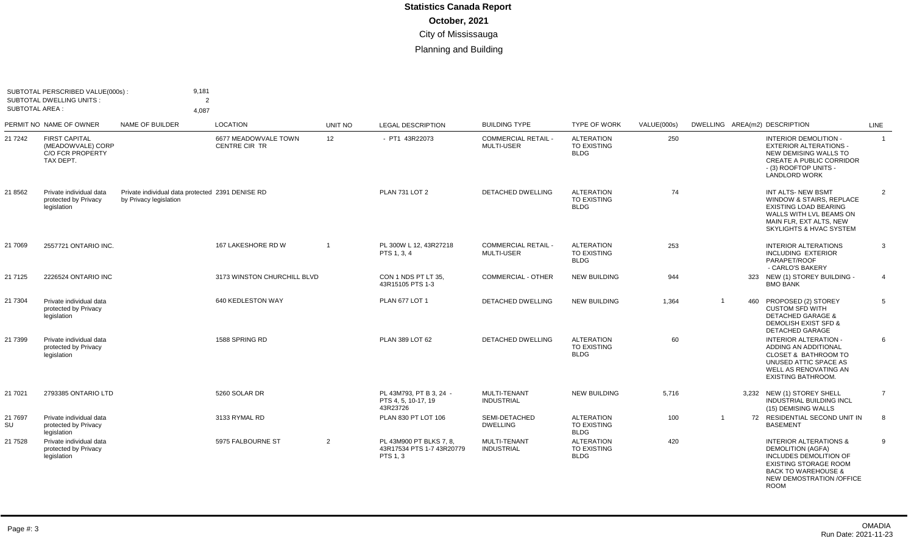# Statistics Canada Report

**October, 2021**

City of Mississauga

Planning and Building

SUBTOTAL PERSCRIBED VALUE(000s) : 9,181
SUBTOTAL DWELLING UNITS : 2
SUBTOTAL AREA : 4,087

| PERMIT NO | NAME OF OWNER | NAME OF BUILDER | LOCATION | UNIT NO | LEGAL DESCRIPTION | BUILDING TYPE | TYPE OF WORK | VALUE(000s) | DWELLING | AREA(m2) | DESCRIPTION | LINE |
|---|---|---|---|---|---|---|---|---|---|---|---|---|
| 21 7242 | FIRST CAPITAL (MEADOWVALE) CORP C/O FCR PROPERTY TAX DEPT. | | 6677 MEADOWVALE TOWN CENTRE CIR TR | 12 | - PT1 43R22073 | COMMERCIAL RETAIL - MULTI-USER | ALTERATION TO EXISTING BLDG | 250 | | | INTERIOR DEMOLITION - EXTERIOR ALTERATIONS - NEW DEMISING WALLS TO CREATE A PUBLIC CORRIDOR - (3) ROOFTOP UNITS - LANDLORD WORK | 1 |
| 21 8562 | Private individual data protected by Privacy legislation | Private individual data protected by Privacy legislation | 2391 DENISE RD | | PLAN 731 LOT 2 | DETACHED DWELLING | ALTERATION TO EXISTING BLDG | 74 | | | INT ALTS- NEW BSMT WINDOW & STAIRS, REPLACE EXISTING LOAD BEARING WALLS WITH LVL BEAMS ON MAIN FLR, EXT ALTS, NEW SKYLIGHTS & HVAC SYSTEM | 2 |
| 21 7069 | 2557721 ONTARIO INC. | | 167 LAKESHORE RD W | 1 | PL 300W L 12, 43R27218 PTS 1, 3, 4 | COMMERCIAL RETAIL - MULTI-USER | ALTERATION TO EXISTING BLDG | 253 | | | INTERIOR ALTERATIONS INCLUDING EXTERIOR PARAPET/ROOF - CARLO'S BAKERY | 3 |
| 21 7125 | 2226524 ONTARIO INC | | 3173 WINSTON CHURCHILL BLVD | | CON 1 NDS PT LT 35, 43R15105 PTS 1-3 | COMMERCIAL - OTHER | NEW BUILDING | 944 | | 323 | NEW (1) STOREY BUILDING - BMO BANK | 4 |
| 21 7304 | Private individual data protected by Privacy legislation | | 640 KEDLESTON WAY | | PLAN 677 LOT 1 | DETACHED DWELLING | NEW BUILDING | 1,364 | 1 | 460 | PROPOSED (2) STOREY CUSTOM SFD WITH DETACHED GARAGE & DEMOLISH EXIST SFD & DETACHED GARAGE | 5 |
| 21 7399 | Private individual data protected by Privacy legislation | | 1588 SPRING RD | | PLAN 389 LOT 62 | DETACHED DWELLING | ALTERATION TO EXISTING BLDG | 60 | | | INTERIOR ALTERATION - ADDING AN ADDITIONAL CLOSET & BATHROOM TO UNUSED ATTIC SPACE AS WELL AS RENOVATING AN EXISTING BATHROOM. | 6 |
| 21 7021 | 2793385 ONTARIO LTD | | 5260 SOLAR DR | | PL 43M793, PT B 3, 24 - PTS 4, 5, 10-17, 19 43R23726 | MULTI-TENANT INDUSTRIAL | NEW BUILDING | 5,716 | | 3,232 | NEW (1) STOREY SHELL INDUSTRIAL BUILDING INCL (15) DEMISING WALLS | 7 |
| 21 7697 SU | Private individual data protected by Privacy legislation | | 3133 RYMAL RD | | PLAN 830 PT LOT 106 | SEMI-DETACHED DWELLING | ALTERATION TO EXISTING BLDG | 100 | 1 | 72 | RESIDENTIAL SECOND UNIT IN BASEMENT | 8 |
| 21 7528 | Private individual data protected by Privacy legislation | | 5975 FALBOURNE ST | 2 | PL 43M900 PT BLKS 7, 8, 43R17534 PTS 1-7 43R20779 PTS 1, 3 | MULTI-TENANT INDUSTRIAL | ALTERATION TO EXISTING BLDG | 420 | | | INTERIOR ALTERATIONS & DEMOLITION (AGFA) INCLUDES DEMOLITION OF EXISTING STORAGE ROOM BACK TO WAREHOUSE & NEW DEMOSTRATION /OFFICE ROOM | 9 |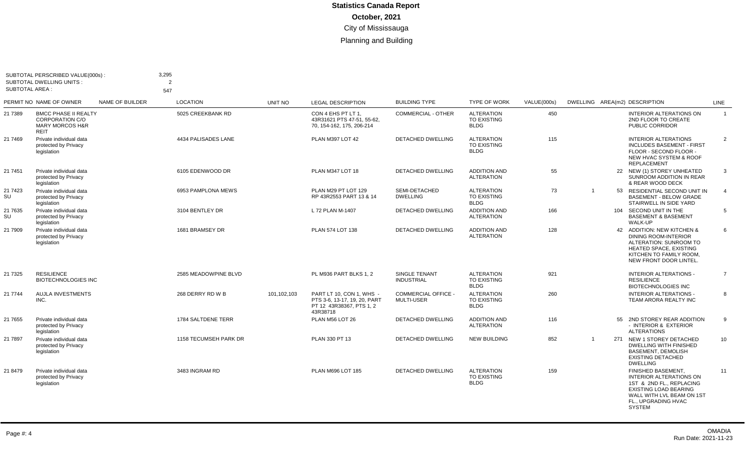# Statistics Canada Report

**October, 2021**

City of Mississauga

Planning and Building

SUBTOTAL PERSCRIBED VALUE(000s) : 3,295
SUBTOTAL DWELLING UNITS : 2
SUBTOTAL AREA : 547

| PERMIT NO | NAME OF OWNER | NAME OF BUILDER | LOCATION | UNIT NO | LEGAL DESCRIPTION | BUILDING TYPE | TYPE OF WORK | VALUE(000s) | DWELLING | AREA(m2) | DESCRIPTION | LINE |
|---|---|---|---|---|---|---|---|---|---|---|---|---|
| 21 7389 | BMCC PHASE II REALTY CORPORATION C/O MARY MORCOS H&R REIT | | 5025 CREEKBANK RD | | CON 4 EHS PT LT 1, 43R31621 PTS 47-51, 55-62, 70, 154-162, 175, 206-214 | COMMERCIAL - OTHER | ALTERATION TO EXISTING BLDG | 450 | | | INTERIOR ALTERATIONS ON 2ND FLOOR TO CREATE PUBLIC CORRIDOR | 1 |
| 21 7469 | Private individual data protected by Privacy legislation | | 4434 PALISADES LANE | | PLAN M397 LOT 42 | DETACHED DWELLING | ALTERATION TO EXISTING BLDG | 115 | | | INTERIOR ALTERATIONS INCLUDES BASEMENT - FIRST FLOOR - SECOND FLOOR - NEW HVAC SYSTEM & ROOF REPLACEMENT | 2 |
| 21 7451 | Private individual data protected by Privacy legislation | | 6105 EDENWOOD DR | | PLAN M347 LOT 18 | DETACHED DWELLING | ADDITION AND ALTERATION | 55 | | 22 | NEW (1) STOREY UNHEATED SUNROOM ADDITION IN REAR & REAR WOOD DECK | 3 |
| 21 7423 SU | Private individual data protected by Privacy legislation | | 6953 PAMPLONA MEWS | | PLAN M29 PT LOT 129 RP 43R2553 PART 13 & 14 | SEMI-DETACHED DWELLING | ALTERATION TO EXISTING BLDG | 73 | 1 | 53 | RESIDENTIAL SECOND UNIT IN BASEMENT - BELOW GRADE STAIRWELL IN SIDE YARD | 4 |
| 21 7635 SU | Private individual data protected by Privacy legislation | | 3104 BENTLEY DR | | L 72 PLAN M-1407 | DETACHED DWELLING | ADDITION AND ALTERATION | 166 | | 104 | SECOND UNIT IN THE BASEMENT & BASEMENT WALK-UP | 5 |
| 21 7909 | Private individual data protected by Privacy legislation | | 1681 BRAMSEY DR | | PLAN 574 LOT 138 | DETACHED DWELLING | ADDITION AND ALTERATION | 128 | | 42 | ADDITION: NEW KITCHEN & DINING ROOM-INTERIOR ALTERATION: SUNROOM TO HEATED SPACE, EXISTING KITCHEN TO FAMILY ROOM, NEW FRONT DOOR LINTEL. | 6 |
| 21 7325 | RESILIENCE BIOTECHNOLOGIES INC | | 2585 MEADOWPINE BLVD | | PL M936 PART BLKS 1, 2 | SINGLE TENANT INDUSTRIAL | ALTERATION TO EXISTING BLDG | 921 | | | INTERIOR ALTERATIONS - RESILIENCE BIOTECHNOLOGIES INC | 7 |
| 21 7744 | AUJLA INVESTMENTS INC. | | 268 DERRY RD W B | 101,102,103 | PART LT 10, CON 1, WHS - PTS 3-6, 13-17, 19, 20, PART PT 12 43R38367, PTS 1, 2 43R38718 | COMMERCIAL OFFICE - MULTI-USER | ALTERATION TO EXISTING BLDG | 260 | | | INTERIOR ALTERATIONS - TEAM ARORA REALTY INC | 8 |
| 21 7655 | Private individual data protected by Privacy legislation | | 1784 SALTDENE TERR | | PLAN M56 LOT 26 | DETACHED DWELLING | ADDITION AND ALTERATION | 116 | | 55 | 2ND STOREY REAR ADDITION - INTERIOR & EXTERIOR ALTERATIONS | 9 |
| 21 7897 | Private individual data protected by Privacy legislation | | 1158 TECUMSEH PARK DR | | PLAN 330 PT 13 | DETACHED DWELLING | NEW BUILDING | 852 | 1 | 271 | NEW 1 STOREY DETACHED DWELLING WITH FINISHED BASEMENT, DEMOLISH EXISTING DETACHED DWELLING | 10 |
| 21 8479 | Private individual data protected by Privacy legislation | | 3483 INGRAM RD | | PLAN M696 LOT 185 | DETACHED DWELLING | ALTERATION TO EXISTING BLDG | 159 | | | FINISHED BASEMENT, INTERIOR ALTERATIONS ON 1ST & 2ND FL., REPLACING EXISTING LOAD BEARING WALL WITH LVL BEAM ON 1ST FL., UPGRADING HVAC SYSTEM | 11 |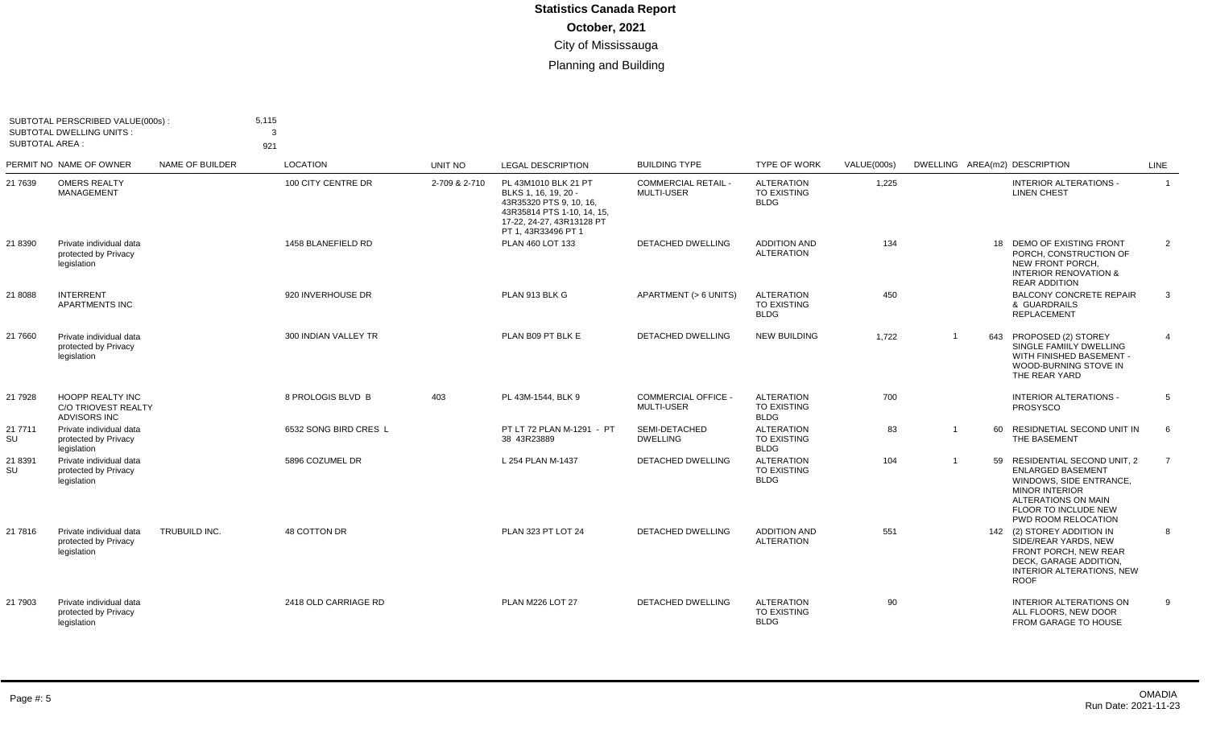# Statistics Canada Report

**October, 2021**

City of Mississauga

Planning and Building

SUBTOTAL PERSCRIBED VALUE(000s) : 5,115
SUBTOTAL DWELLING UNITS : 3
SUBTOTAL AREA : 921

| PERMIT NO | NAME OF OWNER | NAME OF BUILDER | LOCATION | UNIT NO | LEGAL DESCRIPTION | BUILDING TYPE | TYPE OF WORK | VALUE(000s) | DWELLING | AREA(m2) | DESCRIPTION | LINE |
|---|---|---|---|---|---|---|---|---|---|---|---|---|
| 21 7639 | OMERS REALTY MANAGEMENT | | 100 CITY CENTRE DR | 2-709 & 2-710 | PL 43M1010 BLK 21 PT BLKS 1, 16, 19, 20 - 43R35320 PTS 9, 10, 16, 43R35814 PTS 1-10, 14, 15, 17-22, 24-27, 43R13128 PT PT 1, 43R33496 PT 1 | COMMERCIAL RETAIL - MULTI-USER | ALTERATION TO EXISTING BLDG | 1,225 | | | INTERIOR ALTERATIONS - LINEN CHEST | 1 |
| 21 8390 | Private individual data protected by Privacy legislation | | 1458 BLANEFIELD RD | | PLAN 460 LOT 133 | DETACHED DWELLING | ADDITION AND ALTERATION | 134 | | 18 | DEMO OF EXISTING FRONT PORCH, CONSTRUCTION OF NEW FRONT PORCH, INTERIOR RENOVATION & REAR ADDITION | 2 |
| 21 8088 | INTERRENT APARTMENTS INC | | 920 INVERHOUSE DR | | PLAN 913 BLK G | APARTMENT (> 6 UNITS) | ALTERATION TO EXISTING BLDG | 450 | | | BALCONY CONCRETE REPAIR & GUARDRAILS REPLACEMENT | 3 |
| 21 7660 | Private individual data protected by Privacy legislation | | 300 INDIAN VALLEY TR | | PLAN B09 PT BLK E | DETACHED DWELLING | NEW BUILDING | 1,722 | 1 | 643 | PROPOSED (2) STOREY SINGLE FAMIILY DWELLING WITH FINISHED BASEMENT - WOOD-BURNING STOVE IN THE REAR YARD | 4 |
| 21 7928 | HOOPP REALTY INC C/O TRIOVEST REALTY ADVISORS INC | | 8 PROLOGIS BLVD B | 403 | PL 43M-1544, BLK 9 | COMMERCIAL OFFICE - MULTI-USER | ALTERATION TO EXISTING BLDG | 700 | | | INTERIOR ALTERATIONS - PROSYSCO | 5 |
| 21 7711 SU | Private individual data protected by Privacy legislation | | 6532 SONG BIRD CRES L | | PT LT 72 PLAN M-1291 - PT 38 43R23889 | SEMI-DETACHED DWELLING | ALTERATION TO EXISTING BLDG | 83 | 1 | 60 | RESIDNETIAL SECOND UNIT IN THE BASEMENT | 6 |
| 21 8391 SU | Private individual data protected by Privacy legislation | | 5896 COZUMEL DR | | L 254 PLAN M-1437 | DETACHED DWELLING | ALTERATION TO EXISTING BLDG | 104 | 1 | 59 | RESIDENTIAL SECOND UNIT, 2 ENLARGED BASEMENT WINDOWS, SIDE ENTRANCE, MINOR INTERIOR ALTERATIONS ON MAIN FLOOR TO INCLUDE NEW PWD ROOM RELOCATION | 7 |
| 21 7816 | Private individual data protected by Privacy legislation | TRUBUILD INC. | 48 COTTON DR | | PLAN 323 PT LOT 24 | DETACHED DWELLING | ADDITION AND ALTERATION | 551 | | 142 | (2) STOREY ADDITION IN SIDE/REAR YARDS, NEW FRONT PORCH, NEW REAR DECK, GARAGE ADDITION, INTERIOR ALTERATIONS, NEW ROOF | 8 |
| 21 7903 | Private individual data protected by Privacy legislation | | 2418 OLD CARRIAGE RD | | PLAN M226 LOT 27 | DETACHED DWELLING | ALTERATION TO EXISTING BLDG | 90 | | | INTERIOR ALTERATIONS ON ALL FLOORS, NEW DOOR FROM GARAGE TO HOUSE | 9 |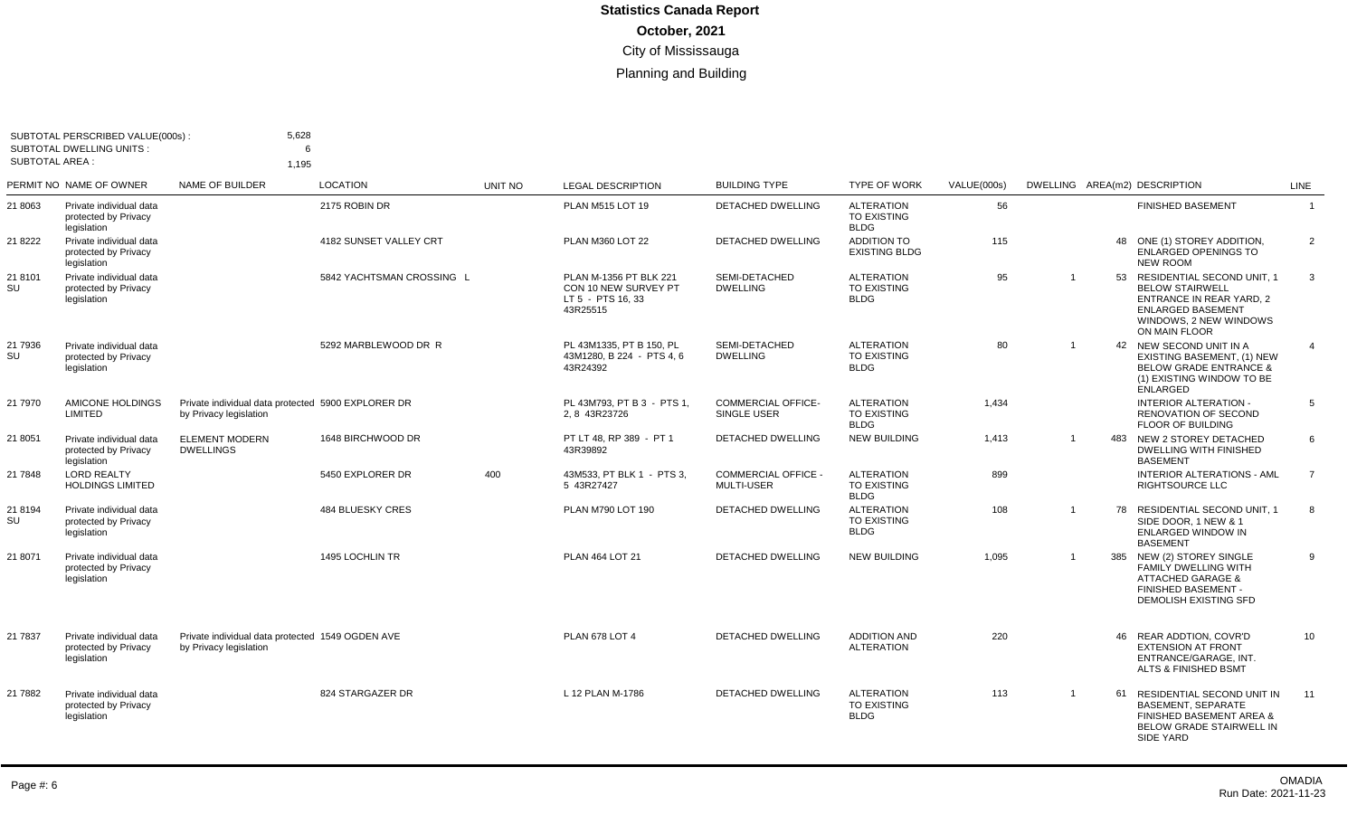# Statistics Canada Report

**October, 2021**

City of Mississauga

Planning and Building

SUBTOTAL PERSCRIBED VALUE(000s) : 5,628
SUBTOTAL DWELLING UNITS : 6
SUBTOTAL AREA : 1,195

| PERMIT NO | NAME OF OWNER | NAME OF BUILDER | LOCATION | UNIT NO | LEGAL DESCRIPTION | BUILDING TYPE | TYPE OF WORK | VALUE(000s) | DWELLING | AREA(m2) | DESCRIPTION | LINE |
|---|---|---|---|---|---|---|---|---|---|---|---|---|
| 21 8063 | Private individual data protected by Privacy legislation | | 2175 ROBIN DR | | PLAN M515 LOT 19 | DETACHED DWELLING | ALTERATION TO EXISTING BLDG | 56 | | | FINISHED BASEMENT | 1 |
| 21 8222 | Private individual data protected by Privacy legislation | | 4182 SUNSET VALLEY CRT | | PLAN M360 LOT 22 | DETACHED DWELLING | ADDITION TO EXISTING BLDG | 115 | | 48 | ONE (1) STOREY ADDITION, ENLARGED OPENINGS TO NEW ROOM | 2 |
| 21 8101 SU | Private individual data protected by Privacy legislation | | 5842 YACHTSMAN CROSSING L | | PLAN M-1356 PT BLK 221 CON 10 NEW SURVEY PT LT 5 - PTS 16, 33 43R25515 | SEMI-DETACHED DWELLING | ALTERATION TO EXISTING BLDG | 95 | 1 | 53 | RESIDENTIAL SECOND UNIT, 1 BELOW STAIRWELL ENTRANCE IN REAR YARD, 2 ENLARGED BASEMENT WINDOWS, 2 NEW WINDOWS ON MAIN FLOOR | 3 |
| 21 7936 SU | Private individual data protected by Privacy legislation | | 5292 MARBLEWOOD DR R | | PL 43M1335, PT B 150, PL 43M1280, B 224 - PTS 4, 6 43R24392 | SEMI-DETACHED DWELLING | ALTERATION TO EXISTING BLDG | 80 | 1 | 42 | NEW SECOND UNIT IN A EXISTING BASEMENT, (1) NEW BELOW GRADE ENTRANCE & (1) EXISTING WINDOW TO BE ENLARGED | 4 |
| 21 7970 | AMICONE HOLDINGS LIMITED | Private individual data protected by Privacy legislation | 5900 EXPLORER DR | | PL 43M793, PT B 3 - PTS 1, 2, 8 43R23726 | COMMERCIAL OFFICE- SINGLE USER | ALTERATION TO EXISTING BLDG | 1,434 | | | INTERIOR ALTERATION - RENOVATION OF SECOND FLOOR OF BUILDING | 5 |
| 21 8051 | Private individual data protected by Privacy legislation | ELEMENT MODERN DWELLINGS | 1648 BIRCHWOOD DR | | PT LT 48, RP 389 - PT 1 43R39892 | DETACHED DWELLING | NEW BUILDING | 1,413 | 1 | 483 | NEW 2 STOREY DETACHED DWELLING WITH FINISHED BASEMENT | 6 |
| 21 7848 | LORD REALTY HOLDINGS LIMITED | | 5450 EXPLORER DR | 400 | 43M533, PT BLK 1 - PTS 3, 5 43R27427 | COMMERCIAL OFFICE - MULTI-USER | ALTERATION TO EXISTING BLDG | 899 | | | INTERIOR ALTERATIONS - AML RIGHTSOURCE LLC | 7 |
| 21 8194 SU | Private individual data protected by Privacy legislation | | 484 BLUESKY CRES | | PLAN M790 LOT 190 | DETACHED DWELLING | ALTERATION TO EXISTING BLDG | 108 | 1 | 78 | RESIDENTIAL SECOND UNIT, 1 SIDE DOOR, 1 NEW & 1 ENLARGED WINDOW IN BASEMENT | 8 |
| 21 8071 | Private individual data protected by Privacy legislation | | 1495 LOCHLIN TR | | PLAN 464 LOT 21 | DETACHED DWELLING | NEW BUILDING | 1,095 | 1 | 385 | NEW (2) STOREY SINGLE FAMILY DWELLING WITH ATTACHED GARAGE & FINISHED BASEMENT - DEMOLISH EXISTING SFD | 9 |
| 21 7837 | Private individual data protected by Privacy legislation | Private individual data protected by Privacy legislation | 1549 OGDEN AVE | | PLAN 678 LOT 4 | DETACHED DWELLING | ADDITION AND ALTERATION | 220 | | 46 | REAR ADDTION, COVR'D EXTENSION AT FRONT ENTRANCE/GARAGE, INT. ALTS & FINISHED BSMT | 10 |
| 21 7882 | Private individual data protected by Privacy legislation | | 824 STARGAZER DR | | L 12 PLAN M-1786 | DETACHED DWELLING | ALTERATION TO EXISTING BLDG | 113 | 1 | 61 | RESIDENTIAL SECOND UNIT IN BASEMENT, SEPARATE FINISHED BASEMENT AREA & BELOW GRADE STAIRWELL IN SIDE YARD | 11 |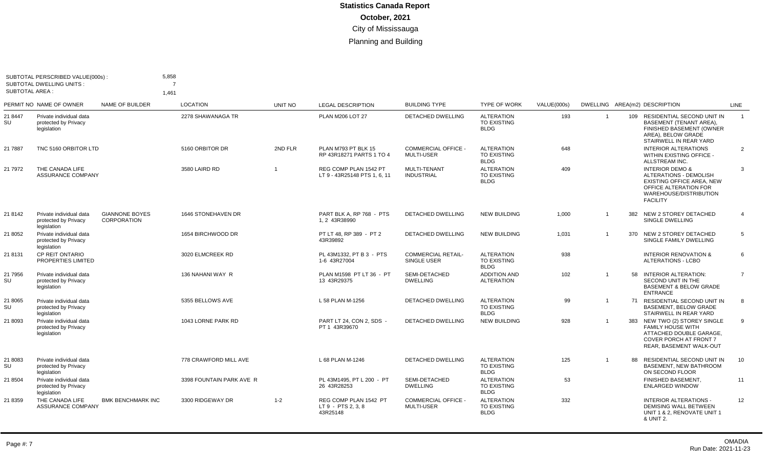# Statistics Canada Report

## October, 2021

### City of Mississauga

### Planning and Building

SUBTOTAL PERSCRIBED VALUE(000s) : 5,858
SUBTOTAL DWELLING UNITS : 7
SUBTOTAL AREA : 1,461

| PERMIT NO | NAME OF OWNER | NAME OF BUILDER | LOCATION | UNIT NO | LEGAL DESCRIPTION | BUILDING TYPE | TYPE OF WORK | VALUE(000s) | DWELLING | AREA(m2) | DESCRIPTION | LINE |
|---|---|---|---|---|---|---|---|---|---|---|---|---|
| 21 8447 SU | Private individual data protected by Privacy legislation | | 2278 SHAWANAGA TR | | PLAN M206 LOT 27 | DETACHED DWELLING | ALTERATION TO EXISTING BLDG | 193 | 1 | 109 | RESIDENTIAL SECOND UNIT IN BASEMENT (TENANT AREA), FINISHED BASEMENT (OWNER AREA), BELOW GRADE STAIRWELL IN REAR YARD | 1 |
| 21 7887 | TNC 5160 ORBITOR LTD | | 5160 ORBITOR DR | 2ND FLR | PLAN M793 PT BLK 15 RP 43R18271 PARTS 1 TO 4 | COMMERCIAL OFFICE - MULTI-USER | ALTERATION TO EXISTING BLDG | 648 | | | INTERIOR ALTERATIONS WITHIN EXISTING OFFICE - ALLSTREAM INC. | 2 |
| 21 7972 | THE CANADA LIFE ASSURANCE COMPANY | | 3580 LAIRD RD | 1 | REG COMP PLAN 1542 PT LT 9 - 43R25148 PTS 1, 6, 11 | MULTI-TENANT INDUSTRIAL | ALTERATION TO EXISTING BLDG | 409 | | | INTERIOR DEMO & ALTERATIONS - DEMOLISH EXISTING OFFICE AREA, NEW OFFICE ALTERATION FOR WAREHOUSE/DISTRIBUTION FACILITY | 3 |
| 21 8142 | Private individual data protected by Privacy legislation | GIANNONE BOYES CORPORATION | 1646 STONEHAVEN DR | | PART BLK A, RP 768 - PTS 1, 2 43R38990 | DETACHED DWELLING | NEW BUILDING | 1,000 | 1 | 382 | NEW 2 STOREY DETACHED SINGLE DWELLING | 4 |
| 21 8052 | Private individual data protected by Privacy legislation | | 1654 BIRCHWOOD DR | | PT LT 48, RP 389 - PT 2 43R39892 | DETACHED DWELLING | NEW BUILDING | 1,031 | 1 | 370 | NEW 2 STOREY DETACHED SINGLE FAMILY DWELLING | 5 |
| 21 8131 | CP REIT ONTARIO PROPERTIES LIMITED | | 3020 ELMCREEK RD | | PL 43M1332, PT B 3 - PTS 1-6 43R27004 | COMMERCIAL RETAIL-SINGLE USER | ALTERATION TO EXISTING BLDG | 938 | | | INTERIOR RENOVATION & ALTERATIONS - LCBO | 6 |
| 21 7956 SU | Private individual data protected by Privacy legislation | | 136 NAHANI WAY R | | PLAN M1598 PT LT 36 - PT 13 43R29375 | SEMI-DETACHED DWELLING | ADDITION AND ALTERATION | 102 | 1 | 58 | INTERIOR ALTERATION: SECOND UNIT IN THE BASEMENT & BELOW GRADE ENTRANCE | 7 |
| 21 8065 SU | Private individual data protected by Privacy legislation | | 5355 BELLOWS AVE | | L 58 PLAN M-1256 | DETACHED DWELLING | ALTERATION TO EXISTING BLDG | 99 | 1 | 71 | RESIDENTIAL SECOND UNIT IN BASEMENT, BELOW GRADE STAIRWELL IN REAR YARD | 8 |
| 21 8093 | Private individual data protected by Privacy legislation | | 1043 LORNE PARK RD | | PART LT 24, CON 2, SDS - PT 1 43R39670 | DETACHED DWELLING | NEW BUILDING | 928 | 1 | 383 | NEW TWO (2) STOREY SINGLE FAMILY HOUSE WITH ATTACHED DOUBLE GARAGE, COVER PORCH AT FRONT 7 REAR, BASEMENT WALK-OUT | 9 |
| 21 8083 SU | Private individual data protected by Privacy legislation | | 778 CRAWFORD MILL AVE | | L 68 PLAN M-1246 | DETACHED DWELLING | ALTERATION TO EXISTING BLDG | 125 | 1 | 88 | RESIDENTIAL SECOND UNIT IN BASEMENT, NEW BATHROOM ON SECOND FLOOR | 10 |
| 21 8504 | Private individual data protected by Privacy legislation | | 3398 FOUNTAIN PARK AVE R | | PL 43M1495, PT L 200 - PT 26 43R28253 | SEMI-DETACHED DWELLING | ALTERATION TO EXISTING BLDG | 53 | | | FINISHED BASEMENT, ENLARGED WINDOW | 11 |
| 21 8359 | THE CANADA LIFE ASSURANCE COMPANY | BMK BENCHMARK INC | 3300 RIDGEWAY DR | 1-2 | REG COMP PLAN 1542 PT LT 9 - PTS 2, 3, 8 43R25148 | COMMERCIAL OFFICE - MULTI-USER | ALTERATION TO EXISTING BLDG | 332 | | | INTERIOR ALTERATIONS - DEMISING WALL BETWEEN UNIT 1 & 2, RENOVATE UNIT 1 & UNIT 2. | 12 |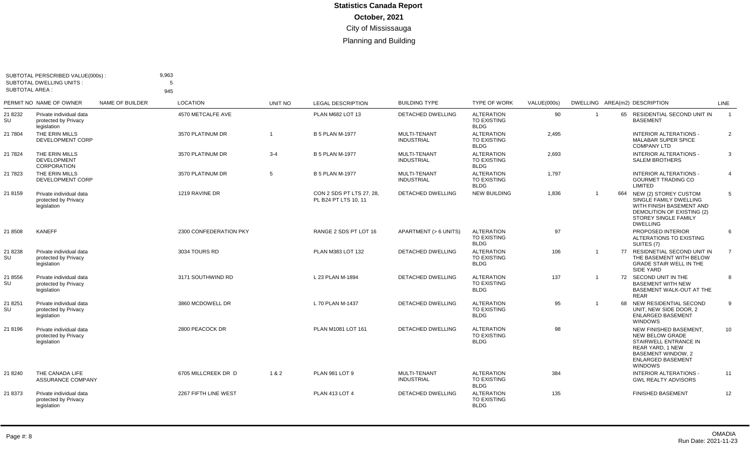# Statistics Canada Report

## October, 2021

### City of Mississauga

### Planning and Building

SUBTOTAL PERSCRIBED VALUE(000s) : 9,963
SUBTOTAL DWELLING UNITS : 5
SUBTOTAL AREA : 945

| PERMIT NO | NAME OF OWNER | NAME OF BUILDER | LOCATION | UNIT NO | LEGAL DESCRIPTION | BUILDING TYPE | TYPE OF WORK | VALUE(000s) | DWELLING | AREA(m2) | DESCRIPTION | LINE |
|---|---|---|---|---|---|---|---|---|---|---|---|---|
| 21 8232 SU | Private individual data protected by Privacy legislation | | 4570 METCALFE AVE | | PLAN M682 LOT 13 | DETACHED DWELLING | ALTERATION TO EXISTING BLDG | 90 | 1 | 65 | RESIDENTIAL SECOND UNIT IN BASEMENT | 1 |
| 21 7804 | THE ERIN MILLS DEVELOPMENT CORP | | 3570 PLATINUM DR | 1 | B 5 PLAN M-1977 | MULTI-TENANT INDUSTRIAL | ALTERATION TO EXISTING BLDG | 2,495 | | | INTERIOR ALTERATIONS - MALABAR SUPER SPICE COMPANY LTD | 2 |
| 21 7824 | THE ERIN MILLS DEVELOPMENT CORPORATION | | 3570 PLATINUM DR | 3-4 | B 5 PLAN M-1977 | MULTI-TENANT INDUSTRIAL | ALTERATION TO EXISTING BLDG | 2,693 | | | INTERIOR ALTERATIONS - SALEM BROTHERS | 3 |
| 21 7823 | THE ERIN MILLS DEVELOPMENT CORP | | 3570 PLATINUM DR | 5 | B 5 PLAN M-1977 | MULTI-TENANT INDUSTRIAL | ALTERATION TO EXISTING BLDG | 1,797 | | | INTERIOR ALTERATIONS - GOURMET TRADING CO LIMITED | 4 |
| 21 8159 | Private individual data protected by Privacy legislation | | 1219 RAVINE DR | | CON 2 SDS PT LTS 27, 28, PL B24 PT LTS 10, 11 | DETACHED DWELLING | NEW BUILDING | 1,836 | 1 | 664 | NEW (2) STOREY CUSTOM SINGLE FAMILY DWELLING WITH FINISH BASEMENT AND DEMOLITION OF EXISTING (2) STOREY SINGLE FAMILY DWELLING | 5 |
| 21 8508 | KANEFF | | 2300 CONFEDERATION PKY | | RANGE 2 SDS PT LOT 16 | APARTMENT (> 6 UNITS) | ALTERATION TO EXISTING BLDG | 97 | | | PROPOSED INTERIOR ALTERATIONS TO EXISTING SUITES (7) | 6 |
| 21 8238 SU | Private individual data protected by Privacy legislation | | 3034 TOURS RD | | PLAN M383 LOT 132 | DETACHED DWELLING | ALTERATION TO EXISTING BLDG | 106 | 1 | 77 | RESIDNETIAL SECOND UNIT IN THE BASEMENT WITH BELOW GRADE STAIR WELL IN THE SIDE YARD | 7 |
| 21 8556 SU | Private individual data protected by Privacy legislation | | 3171 SOUTHWIND RD | | L 23 PLAN M-1894 | DETACHED DWELLING | ALTERATION TO EXISTING BLDG | 137 | 1 | 72 | SECOND UNIT IN THE BASEMENT WITH NEW BASEMENT WALK-OUT AT THE REAR | 8 |
| 21 8251 SU | Private individual data protected by Privacy legislation | | 3860 MCDOWELL DR | | L 70 PLAN M-1437 | DETACHED DWELLING | ALTERATION TO EXISTING BLDG | 95 | 1 | 68 | NEW RESIDENTIAL SECOND UNIT, NEW SIDE DOOR, 2 ENLARGED BASEMENT WINDOWS | 9 |
| 21 8196 | Private individual data protected by Privacy legislation | | 2800 PEACOCK DR | | PLAN M1081 LOT 161 | DETACHED DWELLING | ALTERATION TO EXISTING BLDG | 98 | | | NEW FINISHED BASEMENT, NEW BELOW GRADE STAIRWELL ENTRANCE IN REAR YARD, 1 NEW BASEMENT WINDOW, 2 ENLARGED BASEMENT WINDOWS | 10 |
| 21 8240 | THE CANADA LIFE ASSURANCE COMPANY | | 6705 MILLCREEK DR D | 1 & 2 | PLAN 981 LOT 9 | MULTI-TENANT INDUSTRIAL | ALTERATION TO EXISTING BLDG | 384 | | | INTERIOR ALTERATIONS - GWL REALTY ADVISORS | 11 |
| 21 8373 | Private individual data protected by Privacy legislation | | 2267 FIFTH LINE WEST | | PLAN 413 LOT 4 | DETACHED DWELLING | ALTERATION TO EXISTING BLDG | 135 | | | FINISHED BASEMENT | 12 |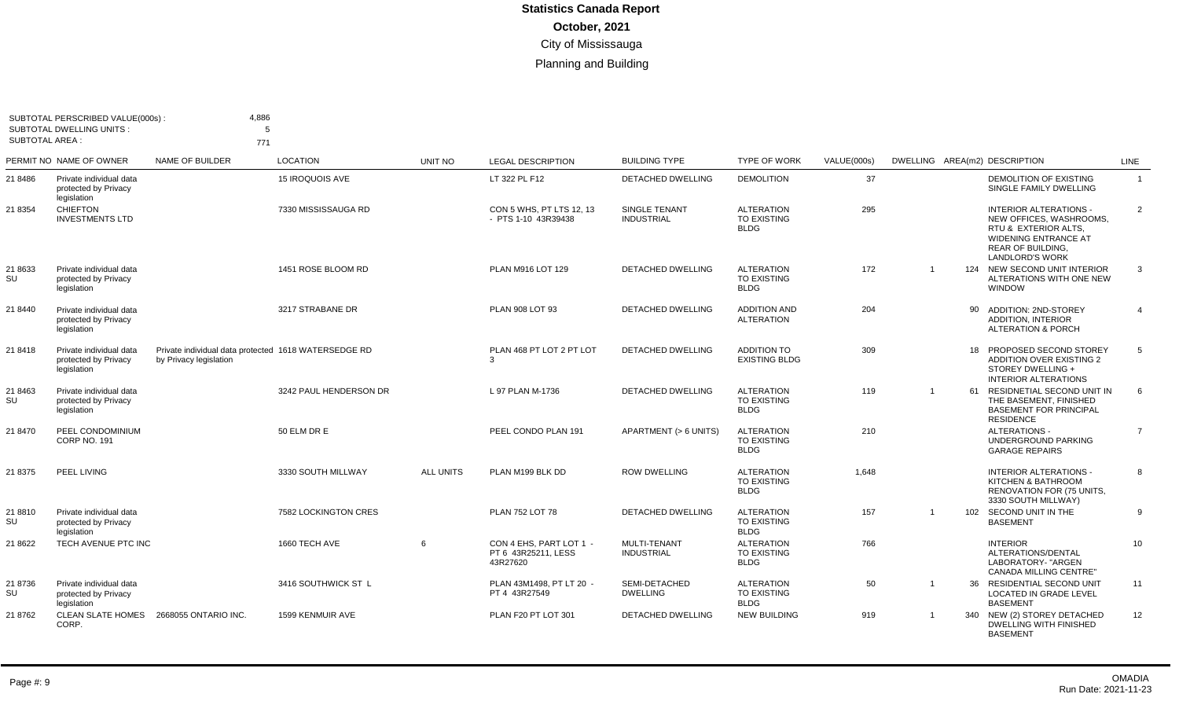# Statistics Canada Report

## October, 2021

### City of Mississauga

### Planning and Building

SUBTOTAL PERSCRIBED VALUE(000s) : 4,886
SUBTOTAL DWELLING UNITS : 5
SUBTOTAL AREA : 771

| PERMIT NO | NAME OF OWNER | NAME OF BUILDER | LOCATION | UNIT NO | LEGAL DESCRIPTION | BUILDING TYPE | TYPE OF WORK | VALUE(000s) | DWELLING | AREA(m2) | DESCRIPTION | LINE |
|---|---|---|---|---|---|---|---|---|---|---|---|---|
| 21 8486 | Private individual data protected by Privacy legislation | | 15 IROQUOIS AVE | | LT 322 PL F12 | DETACHED DWELLING | DEMOLITION | 37 | | | DEMOLITION OF EXISTING SINGLE FAMILY DWELLING | 1 |
| 21 8354 | CHIEFTON INVESTMENTS LTD | | 7330 MISSISSAUGA RD | | CON 5 WHS, PT LTS 12, 13 - PTS 1-10 43R39438 | SINGLE TENANT INDUSTRIAL | ALTERATION TO EXISTING BLDG | 295 | | | INTERIOR ALTERATIONS - NEW OFFICES, WASHROOMS, RTU & EXTERIOR ALTS, WIDENING ENTRANCE AT REAR OF BUILDING, LANDLORD'S WORK | 2 |
| 21 8633 SU | Private individual data protected by Privacy legislation | | 1451 ROSE BLOOM RD | | PLAN M916 LOT 129 | DETACHED DWELLING | ALTERATION TO EXISTING BLDG | 172 | 1 | 124 | NEW SECOND UNIT INTERIOR ALTERATIONS WITH ONE NEW WINDOW | 3 |
| 21 8440 | Private individual data protected by Privacy legislation | | 3217 STRABANE DR | | PLAN 908 LOT 93 | DETACHED DWELLING | ADDITION AND ALTERATION | 204 | | 90 | ADDITION: 2ND-STOREY ADDITION, INTERIOR ALTERATION & PORCH | 4 |
| 21 8418 | Private individual data protected by Privacy legislation | Private individual data protected by Privacy legislation | 1618 WATERSEDGE RD | | PLAN 468 PT LOT 2 PT LOT 3 | DETACHED DWELLING | ADDITION TO EXISTING BLDG | 309 | | 18 | PROPOSED SECOND STOREY ADDITION OVER EXISTING 2 STOREY DWELLING + INTERIOR ALTERATIONS | 5 |
| 21 8463 SU | Private individual data protected by Privacy legislation | | 3242 PAUL HENDERSON DR | | L 97 PLAN M-1736 | DETACHED DWELLING | ALTERATION TO EXISTING BLDG | 119 | 1 | 61 | RESIDNETIAL SECOND UNIT IN THE BASEMENT, FINISHED BASEMENT FOR PRINCIPAL RESIDENCE | 6 |
| 21 8470 | PEEL CONDOMINIUM CORP NO. 191 | | 50 ELM DR E | | PEEL CONDO PLAN 191 | APARTMENT (> 6 UNITS) | ALTERATION TO EXISTING BLDG | 210 | | | ALTERATIONS - UNDERGROUND PARKING GARAGE REPAIRS | 7 |
| 21 8375 | PEEL LIVING | | 3330 SOUTH MILLWAY | ALL UNITS | PLAN M199 BLK DD | ROW DWELLING | ALTERATION TO EXISTING BLDG | 1,648 | | | INTERIOR ALTERATIONS - KITCHEN & BATHROOM RENOVATION FOR (75 UNITS, 3330 SOUTH MILLWAY) | 8 |
| 21 8810 SU | Private individual data protected by Privacy legislation | | 7582 LOCKINGTON CRES | | PLAN 752 LOT 78 | DETACHED DWELLING | ALTERATION TO EXISTING BLDG | 157 | 1 | 102 | SECOND UNIT IN THE BASEMENT | 9 |
| 21 8622 | TECH AVENUE PTC INC | | 1660 TECH AVE | 6 | CON 4 EHS, PART LOT 1 - PT 6 43R25211, LESS 43R27620 | MULTI-TENANT INDUSTRIAL | ALTERATION TO EXISTING BLDG | 766 | | | INTERIOR ALTERATIONS/DENTAL LABORATORY- "ARGEN CANADA MILLING CENTRE" | 10 |
| 21 8736 SU | Private individual data protected by Privacy legislation | | 3416 SOUTHWICK ST L | | PLAN 43M1498, PT LT 20 - PT 4 43R27549 | SEMI-DETACHED DWELLING | ALTERATION TO EXISTING BLDG | 50 | 1 | 36 | RESIDENTIAL SECOND UNIT LOCATED IN GRADE LEVEL BASEMENT | 11 |
| 21 8762 | CLEAN SLATE HOMES CORP. | 2668055 ONTARIO INC. | 1599 KENMUIR AVE | | PLAN F20 PT LOT 301 | DETACHED DWELLING | NEW BUILDING | 919 | 1 | 340 | NEW (2) STOREY DETACHED DWELLING WITH FINISHED BASEMENT | 12 |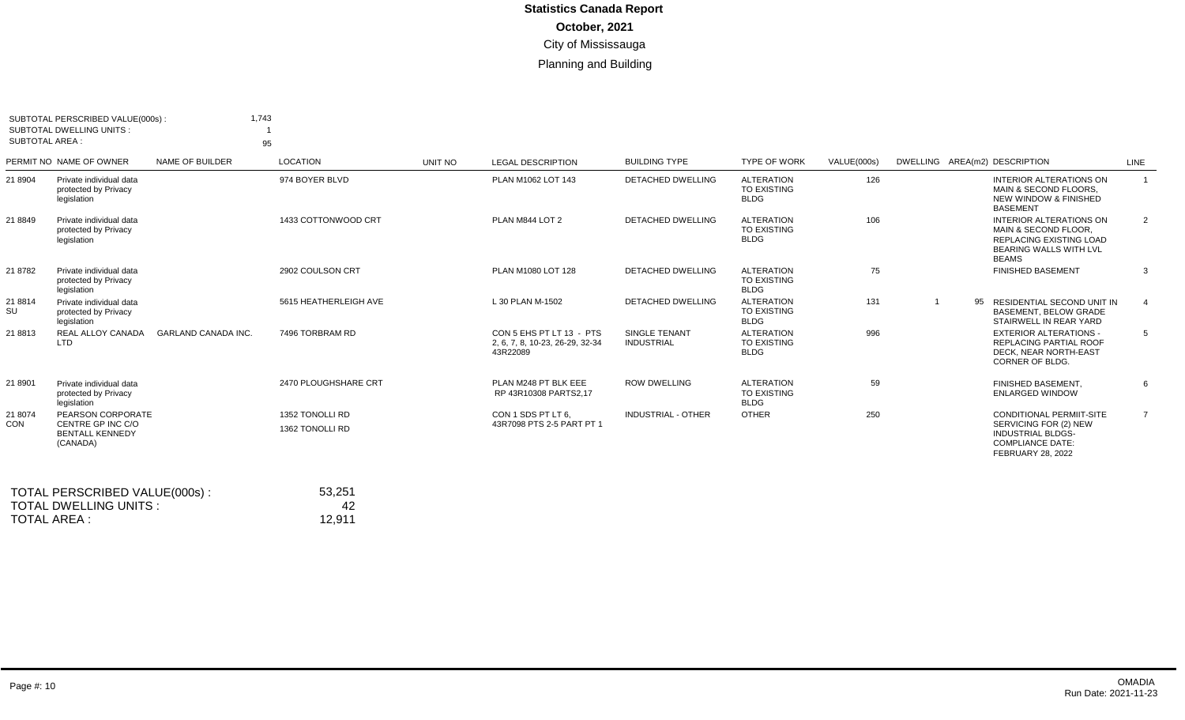# Statistics Canada Report

**October, 2021**

City of Mississauga

Planning and Building

SUBTOTAL PERSCRIBED VALUE(000s) : 1,743
SUBTOTAL DWELLING UNITS : 1
SUBTOTAL AREA : 95

| PERMIT NO | NAME OF OWNER | NAME OF BUILDER | LOCATION | UNIT NO | LEGAL DESCRIPTION | BUILDING TYPE | TYPE OF WORK | VALUE(000s) | DWELLING | AREA(m2) | DESCRIPTION | LINE |
|---|---|---|---|---|---|---|---|---|---|---|---|---|
| 21 8904 | Private individual data protected by Privacy legislation | | 974 BOYER BLVD | | PLAN M1062 LOT 143 | DETACHED DWELLING | ALTERATION TO EXISTING BLDG | 126 | | | INTERIOR ALTERATIONS ON MAIN & SECOND FLOORS, NEW WINDOW & FINISHED BASEMENT | 1 |
| 21 8849 | Private individual data protected by Privacy legislation | | 1433 COTTONWOOD CRT | | PLAN M844 LOT 2 | DETACHED DWELLING | ALTERATION TO EXISTING BLDG | 106 | | | INTERIOR ALTERATIONS ON MAIN & SECOND FLOOR, REPLACING EXISTING LOAD BEARING WALLS WITH LVL BEAMS | 2 |
| 21 8782 | Private individual data protected by Privacy legislation | | 2902 COULSON CRT | | PLAN M1080 LOT 128 | DETACHED DWELLING | ALTERATION TO EXISTING BLDG | 75 | | | FINISHED BASEMENT | 3 |
| 21 8814 SU | Private individual data protected by Privacy legislation | | 5615 HEATHERLEIGH AVE | | L 30 PLAN M-1502 | DETACHED DWELLING | ALTERATION TO EXISTING BLDG | 131 | 1 | 95 | RESIDENTIAL SECOND UNIT IN BASEMENT, BELOW GRADE STAIRWELL IN REAR YARD | 4 |
| 21 8813 | REAL ALLOY CANADA LTD | GARLAND CANADA INC. | 7496 TORBRAM RD | | CON 5 EHS PT LT 13 - PTS 2, 6, 7, 8, 10-23, 26-29, 32-34 43R22089 | SINGLE TENANT INDUSTRIAL | ALTERATION TO EXISTING BLDG | 996 | | | EXTERIOR ALTERATIONS - REPLACING PARTIAL ROOF DECK, NEAR NORTH-EAST CORNER OF BLDG. | 5 |
| 21 8901 | Private individual data protected by Privacy legislation | | 2470 PLOUGHSHARE CRT | | PLAN M248 PT BLK EEE RP 43R10308 PARTS2,17 | ROW DWELLING | ALTERATION TO EXISTING BLDG | 59 | | | FINISHED BASEMENT, ENLARGED WINDOW | 6 |
| 21 8074 CON | PEARSON CORPORATE CENTRE GP INC C/O BENTALL KENNEDY (CANADA) | | 1352 TONOLLI RD<br>1362 TONOLLI RD | | CON 1 SDS PT LT 6, 43R7098 PTS 2-5 PART PT 1 | INDUSTRIAL - OTHER | OTHER | 250 | | | CONDITIONAL PERMIIT-SITE SERVICING FOR (2) NEW INDUSTRIAL BLDGS- COMPLIANCE DATE: FEBRUARY 28, 2022 | 7 |

TOTAL PERSCRIBED VALUE(000s) : 53,251
TOTAL DWELLING UNITS : 42
TOTAL AREA : 12,911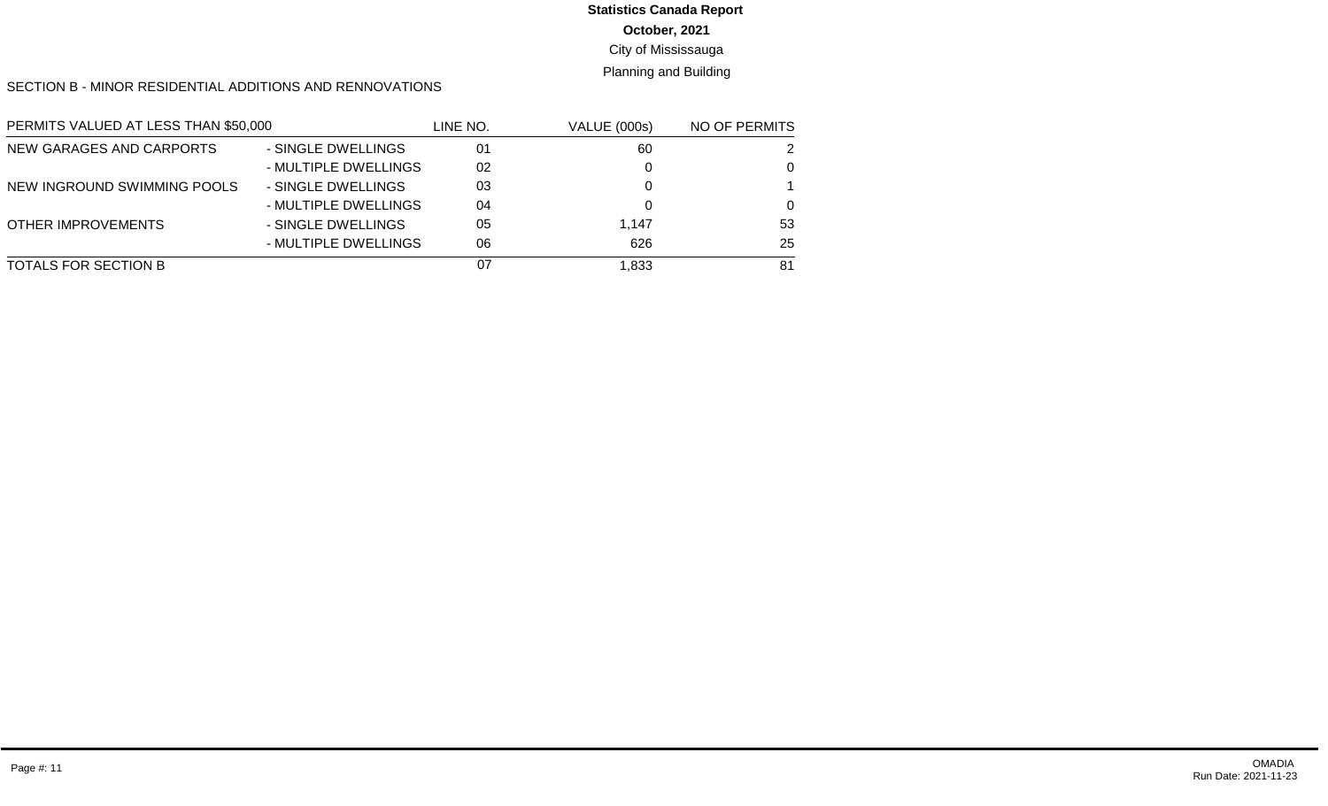**Statistics Canada Report**

**October, 2021**

City of Mississauga

Planning and Building

SECTION B - MINOR RESIDENTIAL ADDITIONS AND RENNOVATIONS

| PERMITS VALUED AT LESS THAN $50,000 | | LINE NO. | VALUE (000s) | NO OF PERMITS |
|---|---|---|---|---|
| NEW GARAGES AND CARPORTS | - SINGLE DWELLINGS | 01 | 60 | 2 |
| | - MULTIPLE DWELLINGS | 02 | 0 | 0 |
| NEW INGROUND SWIMMING POOLS | - SINGLE DWELLINGS | 03 | 0 | 1 |
| | - MULTIPLE DWELLINGS | 04 | 0 | 0 |
| OTHER IMPROVEMENTS | - SINGLE DWELLINGS | 05 | 1,147 | 53 |
| | - MULTIPLE DWELLINGS | 06 | 626 | 25 |
| TOTALS FOR SECTION B | | 07 | 1,833 | 81 |

OMADIA
Run Date: 2021-11-23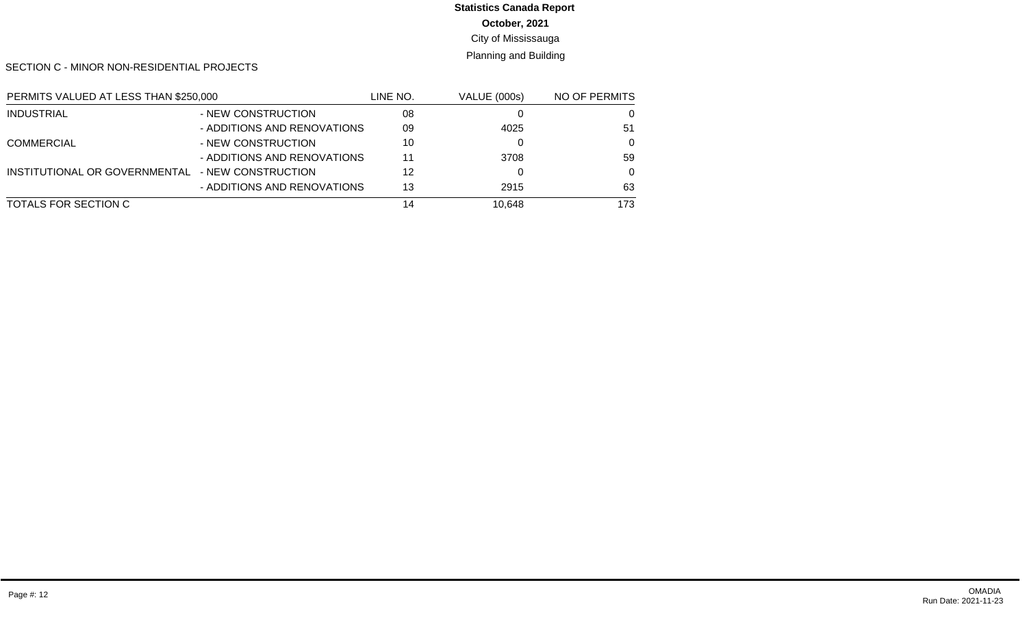**Statistics Canada Report**

**October, 2021**

City of Mississauga

Planning and Building

SECTION C - MINOR NON-RESIDENTIAL PROJECTS

| PERMITS VALUED AT LESS THAN $250,000 | | LINE NO. | VALUE (000s) | NO OF PERMITS |
|---|---|---|---|---|
| INDUSTRIAL | - NEW CONSTRUCTION | 08 | 0 | 0 |
| | - ADDITIONS AND RENOVATIONS | 09 | 4025 | 51 |
| COMMERCIAL | - NEW CONSTRUCTION | 10 | 0 | 0 |
| | - ADDITIONS AND RENOVATIONS | 11 | 3708 | 59 |
| INSTITUTIONAL OR GOVERNMENTAL | - NEW CONSTRUCTION | 12 | 0 | 0 |
| | - ADDITIONS AND RENOVATIONS | 13 | 2915 | 63 |
| TOTALS FOR SECTION C | | 14 | 10,648 | 173 |

OMADIA
Run Date: 2021-11-23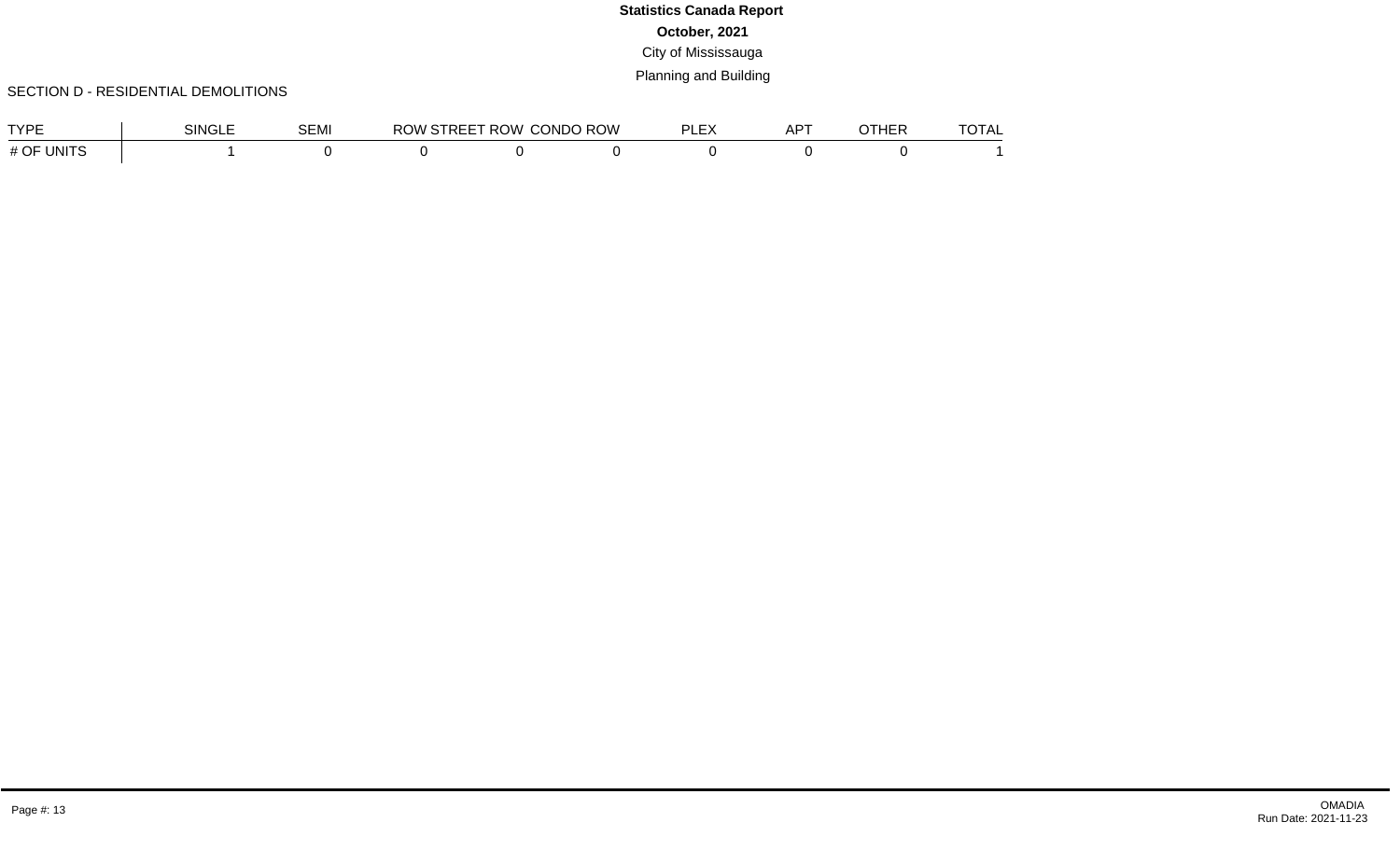**Statistics Canada Report**

**October, 2021**

City of Mississauga

Planning and Building

SECTION D - RESIDENTIAL DEMOLITIONS

| TYPE | SINGLE | SEMI | ROW | STREET ROW | CONDO ROW | PLEX | APT | OTHER | TOTAL |
|---|---|---|---|---|---|---|---|---|---|
| # OF UNITS | 1 | 0 | 0 | 0 | 0 | 0 | 0 | 0 | 1 |

OMADIA
Run Date: 2021-11-23